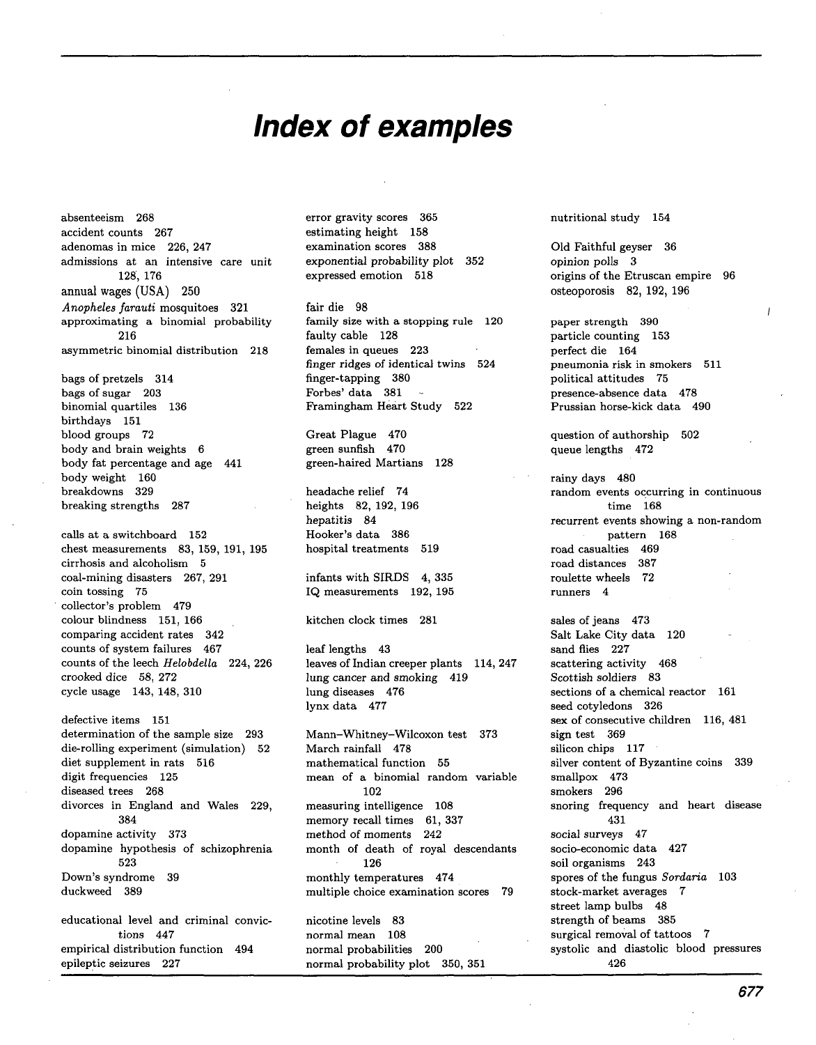# Index of examples

absenteeism 268
accident counts 267
adenomas in mice 226, 247
admissions at an intensive care unit 128, 176
annual wages (USA) 250
*Anopheles farauti* mosquitoes 321
approximating a binomial probability 216
asymmetric binomial distribution 218

bags of pretzels 314
bags of sugar 203
binomial quartiles 136
birthdays 151
blood groups 72
body and brain weights 6
body fat percentage and age 441
body weight 160
breakdowns 329
breaking strengths 287

calls at a switchboard 152
chest measurements 83, 159, 191, 195
cirrhosis and alcoholism 5
coal-mining disasters 267, 291
coin tossing 75
collector's problem 479
colour blindness 151, 166
comparing accident rates 342
counts of system failures 467
counts of the leech *Helobdella* 224, 226
crooked dice 58, 272
cycle usage 143, 148, 310

defective items 151
determination of the sample size 293
die-rolling experiment (simulation) 52
diet supplement in rats 516
digit frequencies 125
diseased trees 268
divorces in England and Wales 229, 384
dopamine activity 373
dopamine hypothesis of schizophrenia 523
Down's syndrome 39
duckweed 389

educational level and criminal convictions 447
empirical distribution function 494
epileptic seizures 227

error gravity scores 365
estimating height 158
examination scores 388
exponential probability plot 352
expressed emotion 518

fair die 98
family size with a stopping rule 120
faulty cable 128
females in queues 223
finger ridges of identical twins 524
finger-tapping 380
Forbes' data 381
Framingham Heart Study 522

Great Plague 470
green sunfish 470
green-haired Martians 128

headache relief 74
heights 82, 192, 196
hepatitis 84
Hooker's data 386
hospital treatments 519

infants with SIRDS 4, 335
IQ measurements 192, 195

kitchen clock times 281

leaf lengths 43
leaves of Indian creeper plants 114, 247
lung cancer and smoking 419
lung diseases 476
lynx data 477

Mann–Whitney–Wilcoxon test 373
March rainfall 478
mathematical function 55
mean of a binomial random variable 102
measuring intelligence 108
memory recall times 61, 337
method of moments 242
month of death of royal descendants 126
monthly temperatures 474
multiple choice examination scores 79

nicotine levels 83
normal mean 108
normal probabilities 200
normal probability plot 350, 351

nutritional study 154

Old Faithful geyser 36
opinion polls 3
origins of the Etruscan empire 96
osteoporosis 82, 192, 196

paper strength 390
particle counting 153
perfect die 164
pneumonia risk in smokers 511
political attitudes 75
presence-absence data 478
Prussian horse-kick data 490

question of authorship 502
queue lengths 472

rainy days 480
random events occurring in continuous time 168
recurrent events showing a non-random pattern 168
road casualties 469
road distances 387
roulette wheels 72
runners 4

sales of jeans 473
Salt Lake City data 120
sand flies 227
scattering activity 468
Scottish soldiers 83
sections of a chemical reactor 161
seed cotyledons 326
sex of consecutive children 116, 481
sign test 369
silicon chips 117
silver content of Byzantine coins 339
smallpox 473
smokers 296
snoring frequency and heart disease 431
social surveys 47
socio-economic data 427
soil organisms 243
spores of the fungus *Sordaria* 103
stock-market averages 7
street lamp bulbs 48
strength of beams 385
surgical removal of tattoos 7
systolic and diastolic blood pressures 426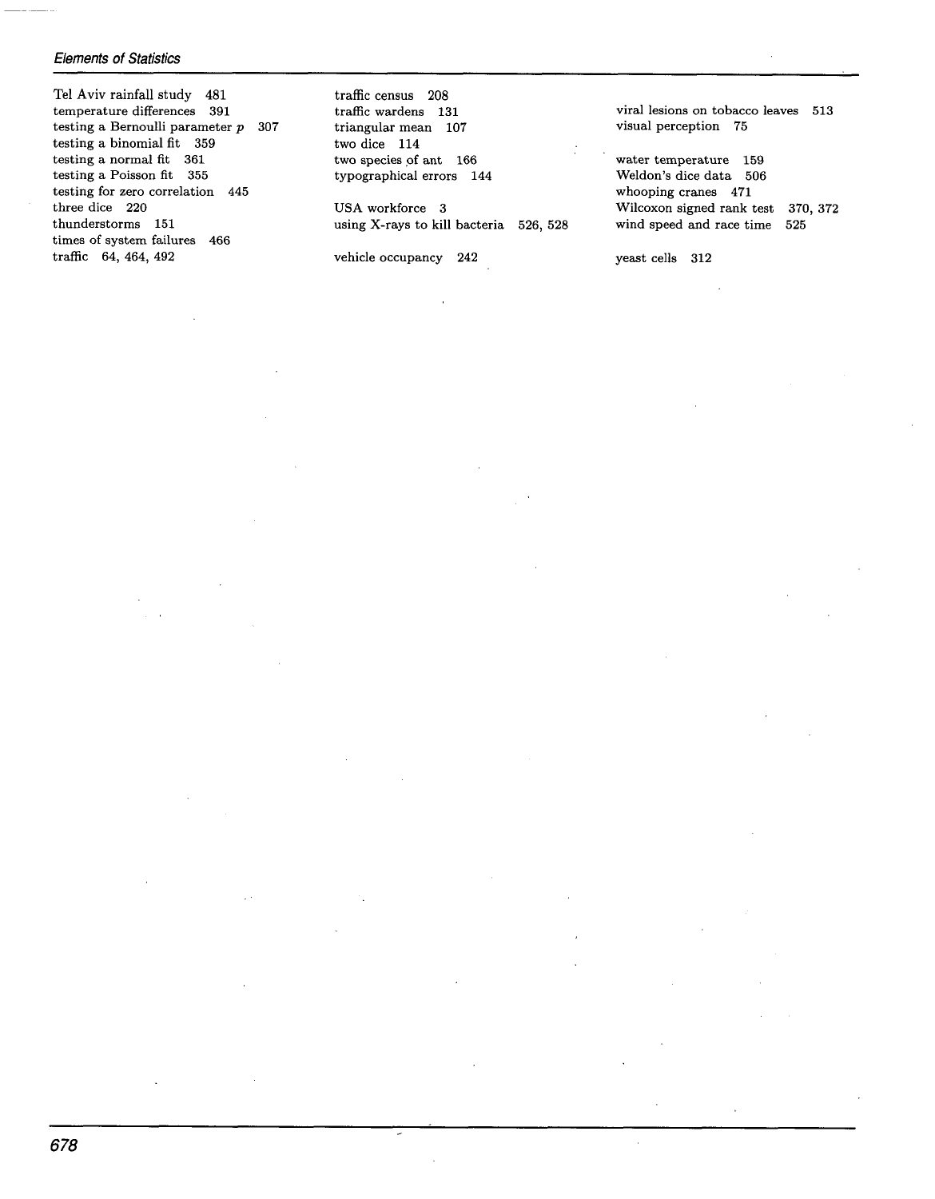Tel Aviv rainfall study 481
temperature differences 391
testing a Bernoulli parameter $p$ 307
testing a binomial fit 359
testing a normal fit 361
testing a Poisson fit 355
testing for zero correlation 445
three dice 220
thunderstorms 151
times of system failures 466
traffic 64, 464, 492

traffic census 208
traffic wardens 131
triangular mean 107
two dice 114
two species of ant 166
typographical errors 144

USA workforce 3
using X-rays to kill bacteria 526, 528

vehicle occupancy 242

viral lesions on tobacco leaves 513
visual perception 75

water temperature 159
Weldon's dice data 506
whooping cranes 471
Wilcoxon signed rank test 370, 372
wind speed and race time 525

yeast cells 312